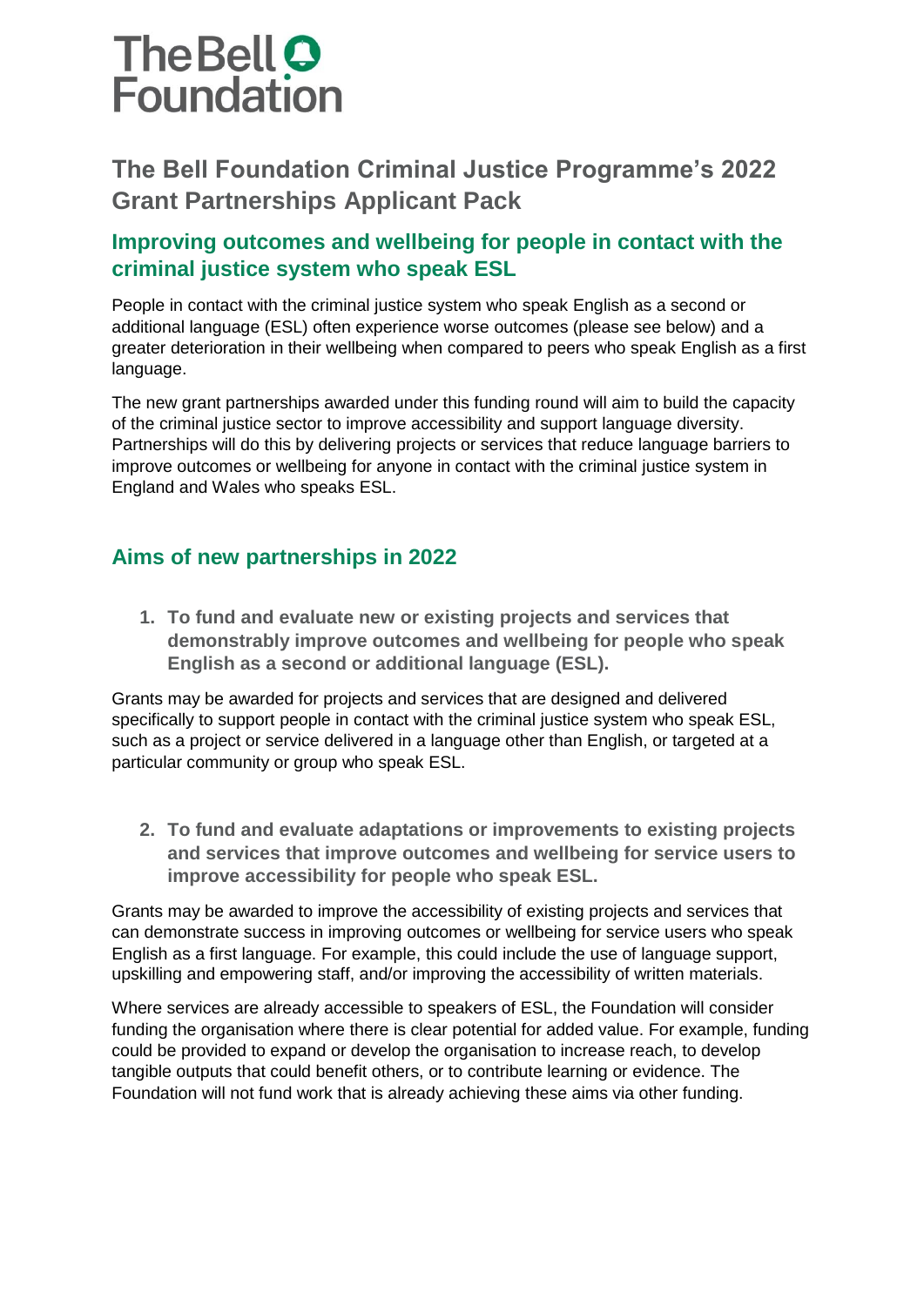The Bell Foundation

# The Bell Foundation Criminal Justice Programme's 2022 Grant Partnerships Applicant Pack

## Improving outcomes and wellbeing for people in contact with the criminal justice system who speak ESL

People in contact with the criminal justice system who speak English as a second or additional language (ESL) often experience worse outcomes (please see below) and a greater deterioration in their wellbeing when compared to peers who speak English as a first language.

The new grant partnerships awarded under this funding round will aim to build the capacity of the criminal justice sector to improve accessibility and support language diversity. Partnerships will do this by delivering projects or services that reduce language barriers to improve outcomes or wellbeing for anyone in contact with the criminal justice system in England and Wales who speaks ESL.

## Aims of new partnerships in 2022

1. **To fund and evaluate new or existing projects and services that demonstrably improve outcomes and wellbeing for people who speak English as a second or additional language (ESL).**

Grants may be awarded for projects and services that are designed and delivered specifically to support people in contact with the criminal justice system who speak ESL, such as a project or service delivered in a language other than English, or targeted at a particular community or group who speak ESL.

2. **To fund and evaluate adaptations or improvements to existing projects and services that improve outcomes and wellbeing for service users to improve accessibility for people who speak ESL.**

Grants may be awarded to improve the accessibility of existing projects and services that can demonstrate success in improving outcomes or wellbeing for service users who speak English as a first language. For example, this could include the use of language support, upskilling and empowering staff, and/or improving the accessibility of written materials.

Where services are already accessible to speakers of ESL, the Foundation will consider funding the organisation where there is clear potential for added value. For example, funding could be provided to expand or develop the organisation to increase reach, to develop tangible outputs that could benefit others, or to contribute learning or evidence. The Foundation will not fund work that is already achieving these aims via other funding.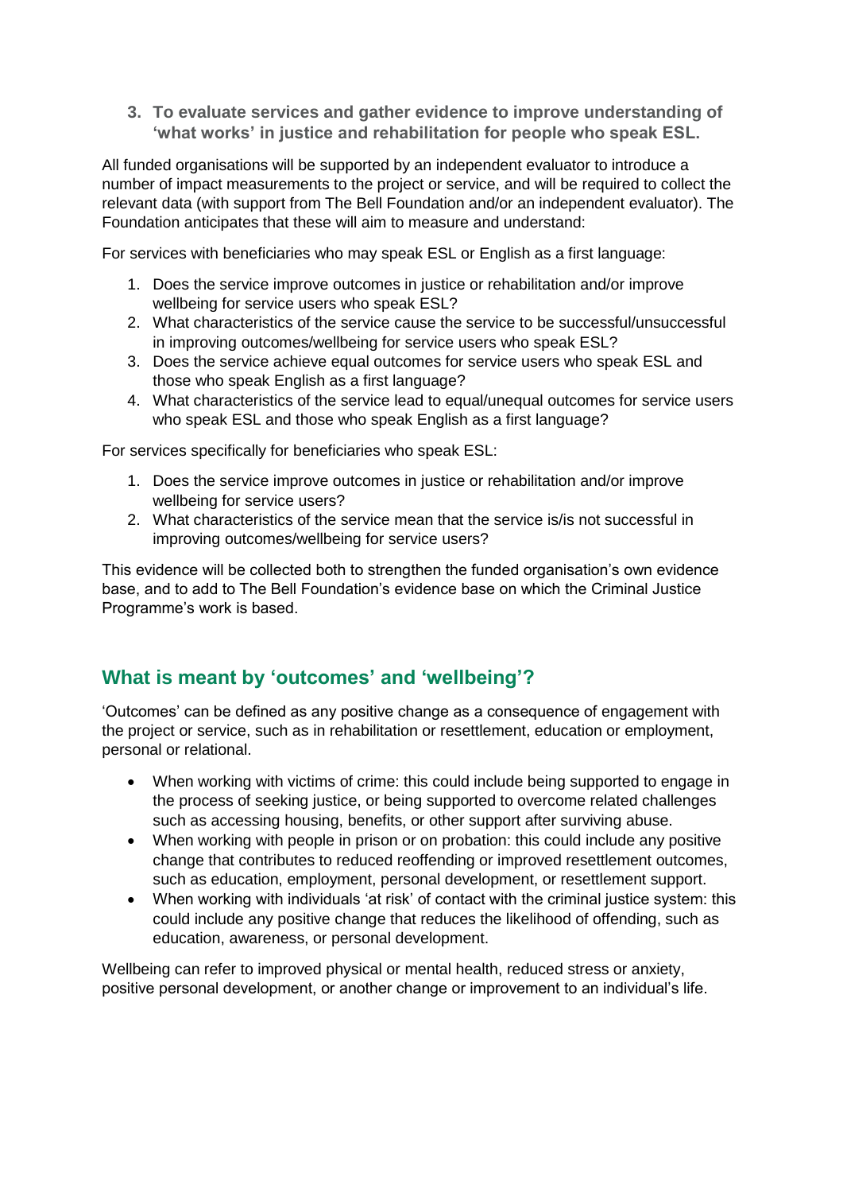3. **To evaluate services and gather evidence to improve understanding of 'what works' in justice and rehabilitation for people who speak ESL.**

All funded organisations will be supported by an independent evaluator to introduce a number of impact measurements to the project or service, and will be required to collect the relevant data (with support from The Bell Foundation and/or an independent evaluator). The Foundation anticipates that these will aim to measure and understand:

For services with beneficiaries who may speak ESL or English as a first language:

1. Does the service improve outcomes in justice or rehabilitation and/or improve wellbeing for service users who speak ESL?
2. What characteristics of the service cause the service to be successful/unsuccessful in improving outcomes/wellbeing for service users who speak ESL?
3. Does the service achieve equal outcomes for service users who speak ESL and those who speak English as a first language?
4. What characteristics of the service lead to equal/unequal outcomes for service users who speak ESL and those who speak English as a first language?

For services specifically for beneficiaries who speak ESL:

1. Does the service improve outcomes in justice or rehabilitation and/or improve wellbeing for service users?
2. What characteristics of the service mean that the service is/is not successful in improving outcomes/wellbeing for service users?

This evidence will be collected both to strengthen the funded organisation's own evidence base, and to add to The Bell Foundation's evidence base on which the Criminal Justice Programme's work is based.

## What is meant by 'outcomes' and 'wellbeing'?

'Outcomes' can be defined as any positive change as a consequence of engagement with the project or service, such as in rehabilitation or resettlement, education or employment, personal or relational.

- When working with victims of crime: this could include being supported to engage in the process of seeking justice, or being supported to overcome related challenges such as accessing housing, benefits, or other support after surviving abuse.
- When working with people in prison or on probation: this could include any positive change that contributes to reduced reoffending or improved resettlement outcomes, such as education, employment, personal development, or resettlement support.
- When working with individuals 'at risk' of contact with the criminal justice system: this could include any positive change that reduces the likelihood of offending, such as education, awareness, or personal development.

Wellbeing can refer to improved physical or mental health, reduced stress or anxiety, positive personal development, or another change or improvement to an individual's life.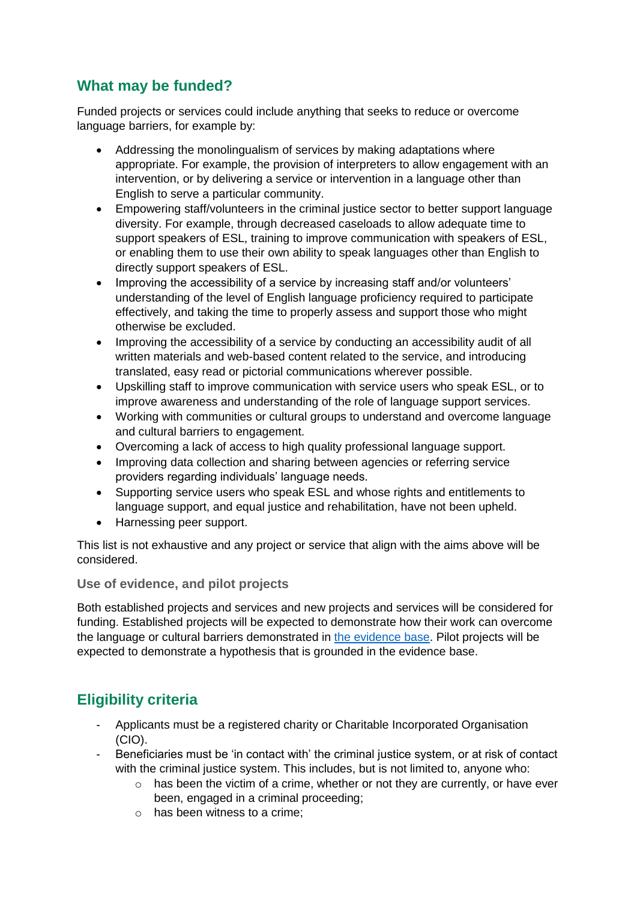## What may be funded?

Funded projects or services could include anything that seeks to reduce or overcome language barriers, for example by:

- Addressing the monolingualism of services by making adaptations where appropriate. For example, the provision of interpreters to allow engagement with an intervention, or by delivering a service or intervention in a language other than English to serve a particular community.
- Empowering staff/volunteers in the criminal justice sector to better support language diversity. For example, through decreased caseloads to allow adequate time to support speakers of ESL, training to improve communication with speakers of ESL, or enabling them to use their own ability to speak languages other than English to directly support speakers of ESL.
- Improving the accessibility of a service by increasing staff and/or volunteers' understanding of the level of English language proficiency required to participate effectively, and taking the time to properly assess and support those who might otherwise be excluded.
- Improving the accessibility of a service by conducting an accessibility audit of all written materials and web-based content related to the service, and introducing translated, easy read or pictorial communications wherever possible.
- Upskilling staff to improve communication with service users who speak ESL, or to improve awareness and understanding of the role of language support services.
- Working with communities or cultural groups to understand and overcome language and cultural barriers to engagement.
- Overcoming a lack of access to high quality professional language support.
- Improving data collection and sharing between agencies or referring service providers regarding individuals' language needs.
- Supporting service users who speak ESL and whose rights and entitlements to language support, and equal justice and rehabilitation, have not been upheld.
- Harnessing peer support.

This list is not exhaustive and any project or service that align with the aims above will be considered.

### Use of evidence, and pilot projects

Both established projects and services and new projects and services will be considered for funding. Established projects will be expected to demonstrate how their work can overcome the language or cultural barriers demonstrated in the evidence base. Pilot projects will be expected to demonstrate a hypothesis that is grounded in the evidence base.

## Eligibility criteria

- Applicants must be a registered charity or Charitable Incorporated Organisation (CIO).
- Beneficiaries must be 'in contact with' the criminal justice system, or at risk of contact with the criminal justice system. This includes, but is not limited to, anyone who:
  - has been the victim of a crime, whether or not they are currently, or have ever been, engaged in a criminal proceeding;
  - has been witness to a crime;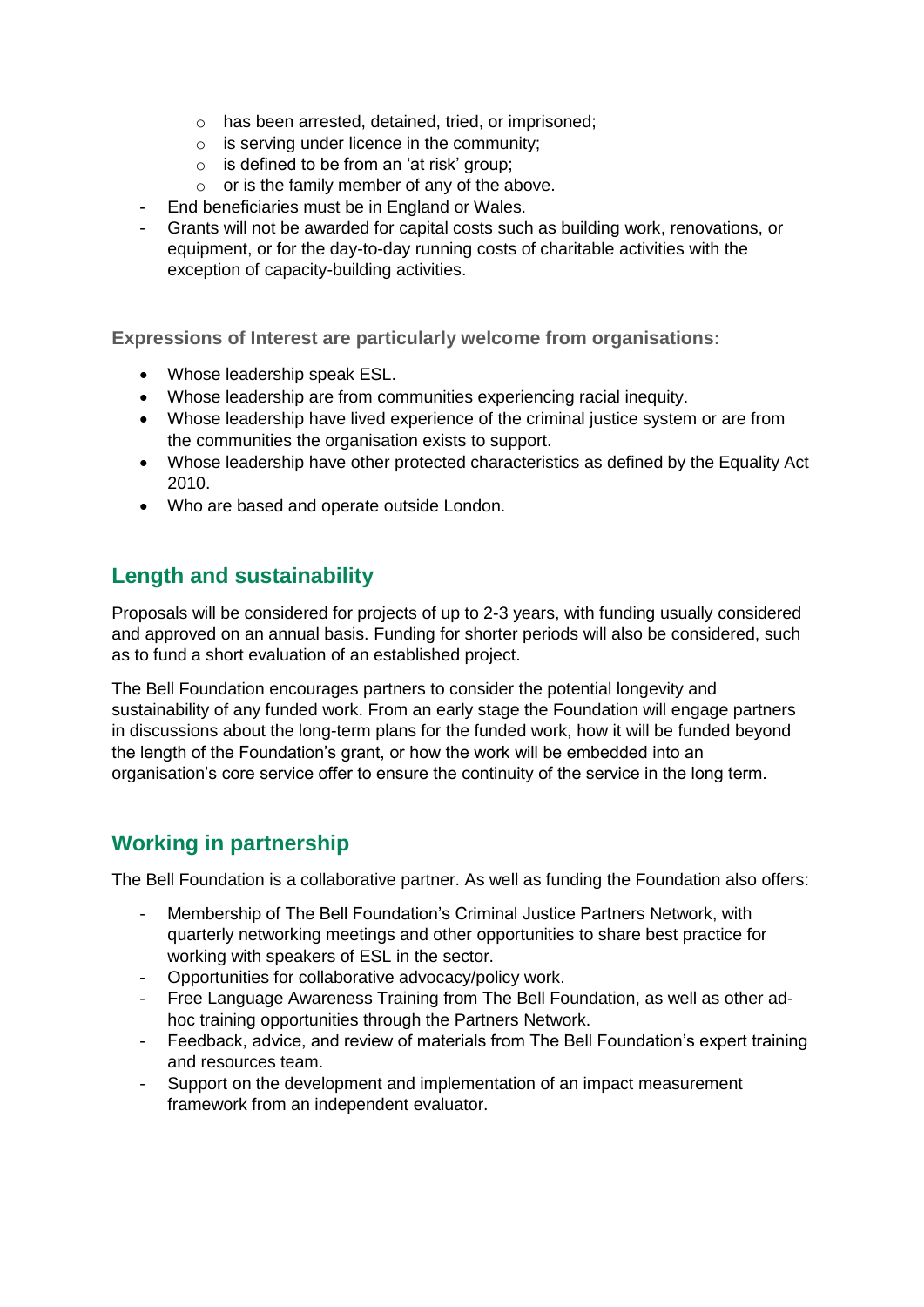- has been arrested, detained, tried, or imprisoned;
    - is serving under licence in the community;
    - is defined to be from an 'at risk' group;
    - or is the family member of any of the above.
- End beneficiaries must be in England or Wales.
- Grants will not be awarded for capital costs such as building work, renovations, or equipment, or for the day-to-day running costs of charitable activities with the exception of capacity-building activities.

**Expressions of Interest are particularly welcome from organisations:**

- Whose leadership speak ESL.
- Whose leadership are from communities experiencing racial inequity.
- Whose leadership have lived experience of the criminal justice system or are from the communities the organisation exists to support.
- Whose leadership have other protected characteristics as defined by the Equality Act 2010.
- Who are based and operate outside London.

## Length and sustainability

Proposals will be considered for projects of up to 2-3 years, with funding usually considered and approved on an annual basis. Funding for shorter periods will also be considered, such as to fund a short evaluation of an established project.

The Bell Foundation encourages partners to consider the potential longevity and sustainability of any funded work. From an early stage the Foundation will engage partners in discussions about the long-term plans for the funded work, how it will be funded beyond the length of the Foundation's grant, or how the work will be embedded into an organisation's core service offer to ensure the continuity of the service in the long term.

## Working in partnership

The Bell Foundation is a collaborative partner. As well as funding the Foundation also offers:

- Membership of The Bell Foundation's Criminal Justice Partners Network, with quarterly networking meetings and other opportunities to share best practice for working with speakers of ESL in the sector.
- Opportunities for collaborative advocacy/policy work.
- Free Language Awareness Training from The Bell Foundation, as well as other ad-hoc training opportunities through the Partners Network.
- Feedback, advice, and review of materials from The Bell Foundation's expert training and resources team.
- Support on the development and implementation of an impact measurement framework from an independent evaluator.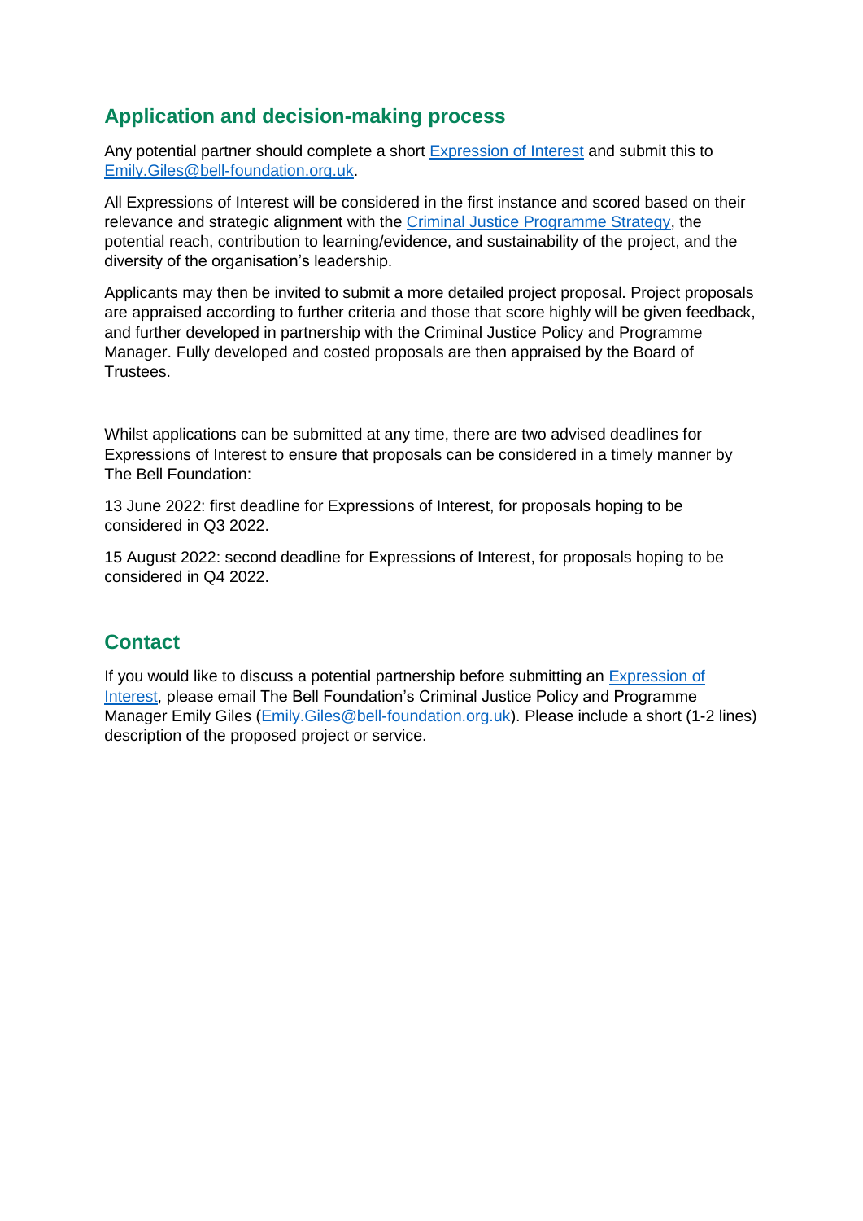## Application and decision-making process

Any potential partner should complete a short Expression of Interest and submit this to Emily.Giles@bell-foundation.org.uk.

All Expressions of Interest will be considered in the first instance and scored based on their relevance and strategic alignment with the Criminal Justice Programme Strategy, the potential reach, contribution to learning/evidence, and sustainability of the project, and the diversity of the organisation's leadership.

Applicants may then be invited to submit a more detailed project proposal. Project proposals are appraised according to further criteria and those that score highly will be given feedback, and further developed in partnership with the Criminal Justice Policy and Programme Manager. Fully developed and costed proposals are then appraised by the Board of Trustees.

Whilst applications can be submitted at any time, there are two advised deadlines for Expressions of Interest to ensure that proposals can be considered in a timely manner by The Bell Foundation:

13 June 2022: first deadline for Expressions of Interest, for proposals hoping to be considered in Q3 2022.

15 August 2022: second deadline for Expressions of Interest, for proposals hoping to be considered in Q4 2022.

## Contact

If you would like to discuss a potential partnership before submitting an Expression of Interest, please email The Bell Foundation's Criminal Justice Policy and Programme Manager Emily Giles (Emily.Giles@bell-foundation.org.uk). Please include a short (1-2 lines) description of the proposed project or service.